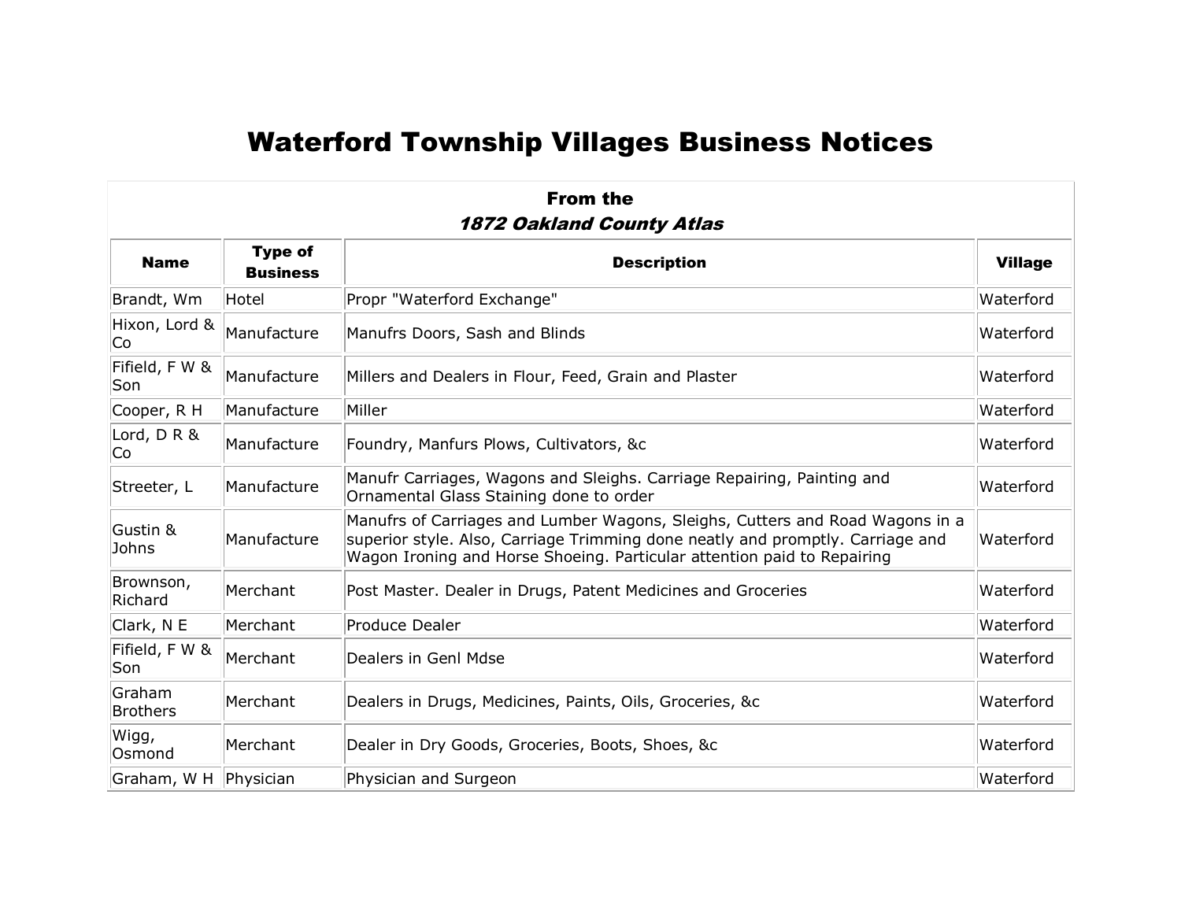# Waterford Township Villages Business Notices

| From the *1872 Oakland County Atlas* | | | |
|---|---|---|---|
| **Name** | **Type of Business** | **Description** | **Village** |
| Brandt, Wm | Hotel | Propr "Waterford Exchange" | Waterford |
| Hixon, Lord & Co | Manufacture | Manufrs Doors, Sash and Blinds | Waterford |
| Fifield, F W & Son | Manufacture | Millers and Dealers in Flour, Feed, Grain and Plaster | Waterford |
| Cooper, R H | Manufacture | Miller | Waterford |
| Lord, D R & Co | Manufacture | Foundry, Manfurs Plows, Cultivators, &c | Waterford |
| Streeter, L | Manufacture | Manufr Carriages, Wagons and Sleighs. Carriage Repairing, Painting and Ornamental Glass Staining done to order | Waterford |
| Gustin & Johns | Manufacture | Manufrs of Carriages and Lumber Wagons, Sleighs, Cutters and Road Wagons in a superior style. Also, Carriage Trimming done neatly and promptly. Carriage and Wagon Ironing and Horse Shoeing. Particular attention paid to Repairing | Waterford |
| Brownson, Richard | Merchant | Post Master. Dealer in Drugs, Patent Medicines and Groceries | Waterford |
| Clark, N E | Merchant | Produce Dealer | Waterford |
| Fifield, F W & Son | Merchant | Dealers in Genl Mdse | Waterford |
| Graham Brothers | Merchant | Dealers in Drugs, Medicines, Paints, Oils, Groceries, &c | Waterford |
| Wigg, Osmond | Merchant | Dealer in Dry Goods, Groceries, Boots, Shoes, &c | Waterford |
| Graham, W H | Physician | Physician and Surgeon | Waterford |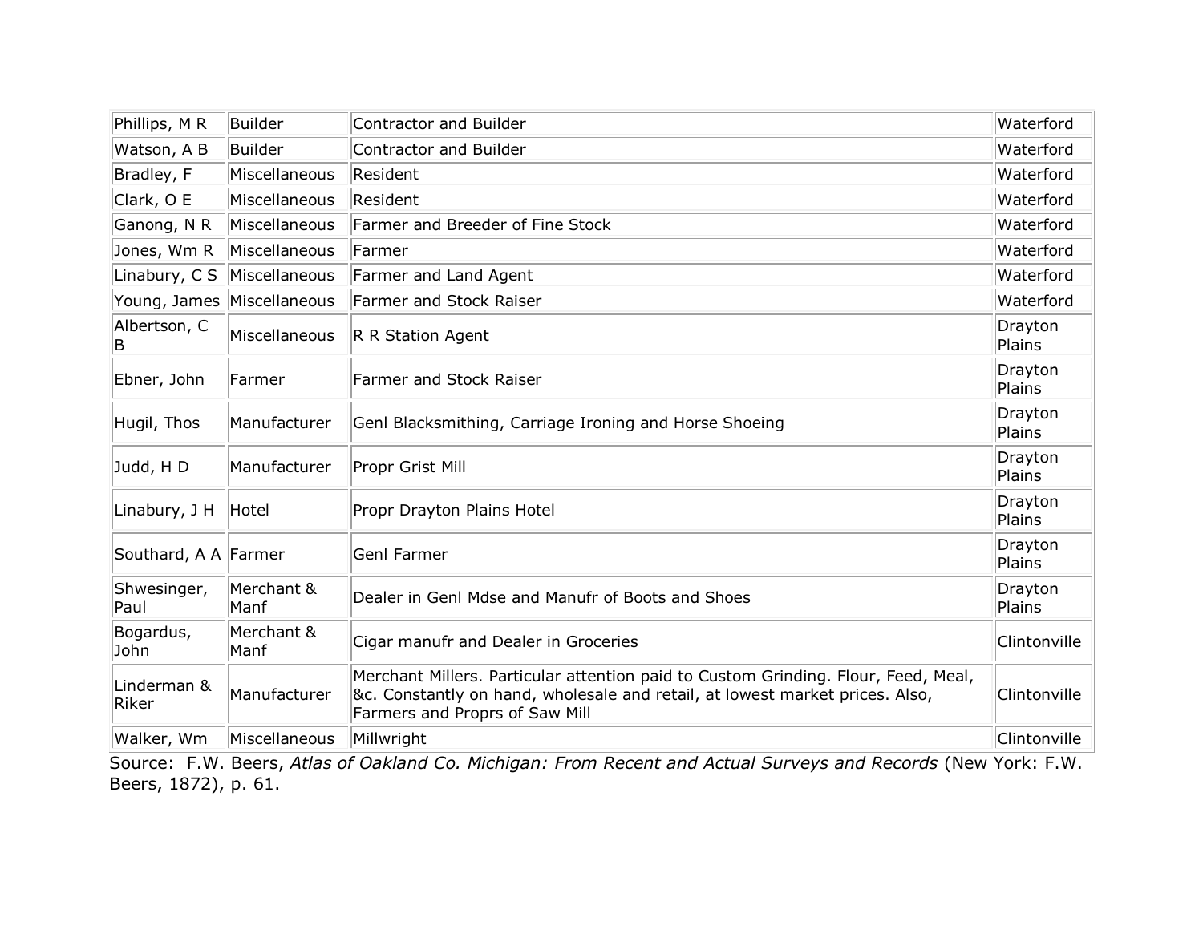| | | | |
|---|---|---|---|
| Phillips, M R | Builder | Contractor and Builder | Waterford |
| Watson, A B | Builder | Contractor and Builder | Waterford |
| Bradley, F | Miscellaneous | Resident | Waterford |
| Clark, O E | Miscellaneous | Resident | Waterford |
| Ganong, N R | Miscellaneous | Farmer and Breeder of Fine Stock | Waterford |
| Jones, Wm R | Miscellaneous | Farmer | Waterford |
| Linabury, C S | Miscellaneous | Farmer and Land Agent | Waterford |
| Young, James | Miscellaneous | Farmer and Stock Raiser | Waterford |
| Albertson, C B | Miscellaneous | R R Station Agent | Drayton Plains |
| Ebner, John | Farmer | Farmer and Stock Raiser | Drayton Plains |
| Hugil, Thos | Manufacturer | Genl Blacksmithing, Carriage Ironing and Horse Shoeing | Drayton Plains |
| Judd, H D | Manufacturer | Propr Grist Mill | Drayton Plains |
| Linabury, J H | Hotel | Propr Drayton Plains Hotel | Drayton Plains |
| Southard, A A | Farmer | Genl Farmer | Drayton Plains |
| Shwesinger, Paul | Merchant & Manf | Dealer in Genl Mdse and Manufr of Boots and Shoes | Drayton Plains |
| Bogardus, John | Merchant & Manf | Cigar manufr and Dealer in Groceries | Clintonville |
| Linderman & Riker | Manufacturer | Merchant Millers. Particular attention paid to Custom Grinding. Flour, Feed, Meal, &c. Constantly on hand, wholesale and retail, at lowest market prices. Also, Farmers and Proprs of Saw Mill | Clintonville |
| Walker, Wm | Miscellaneous | Millwright | Clintonville |

Source: F.W. Beers, *Atlas of Oakland Co. Michigan: From Recent and Actual Surveys and Records* (New York: F.W. Beers, 1872), p. 61.